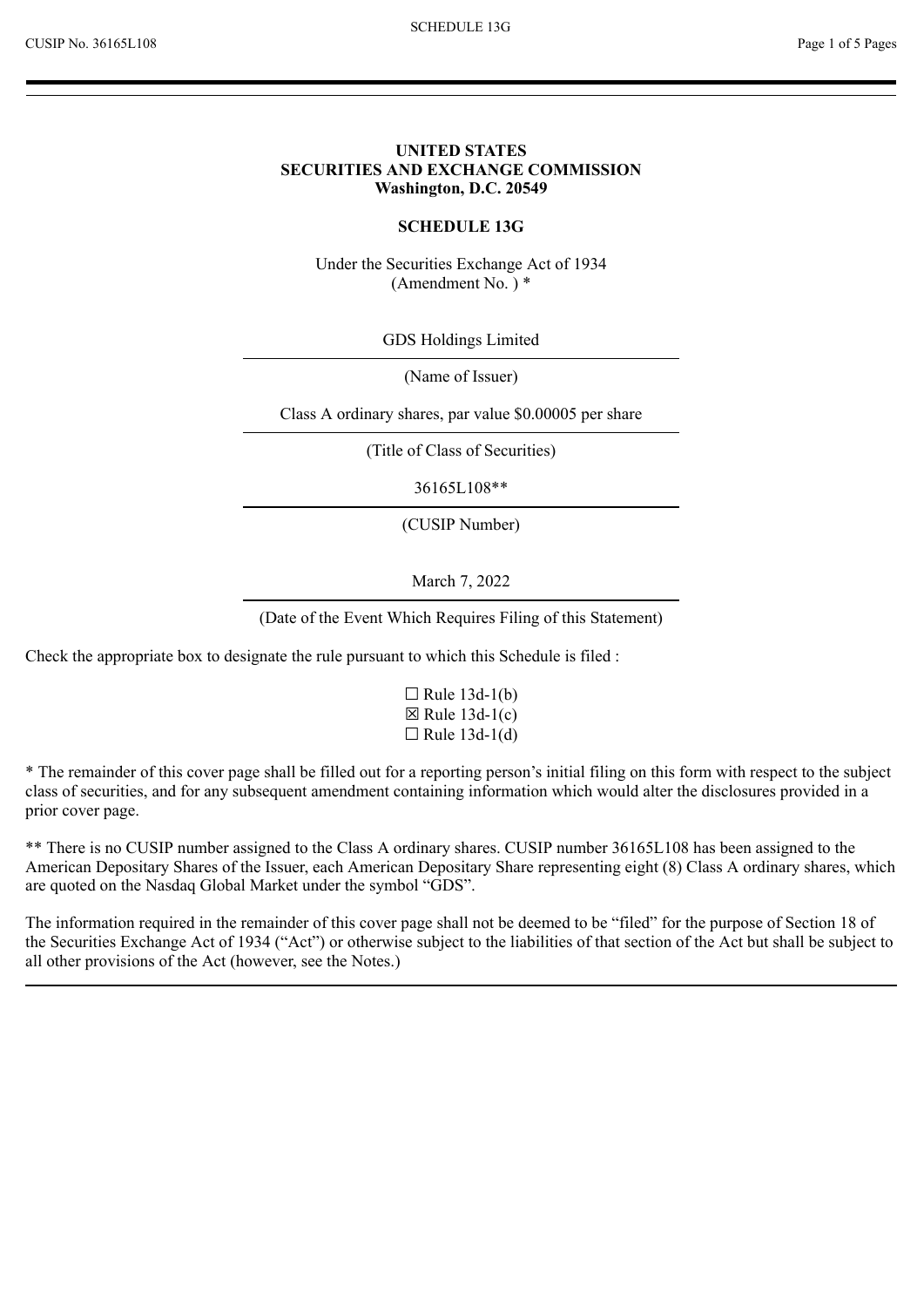# UNITED STATES
# SECURITIES AND EXCHANGE COMMISSION
**Washington, D.C. 20549**

## SCHEDULE 13G

Under the Securities Exchange Act of 1934
(Amendment No. ) *

GDS Holdings Limited

(Name of Issuer)

Class A ordinary shares, par value $0.00005 per share

(Title of Class of Securities)

36165L108**

(CUSIP Number)

March 7, 2022

(Date of the Event Which Requires Filing of this Statement)

Check the appropriate box to designate the rule pursuant to which this Schedule is filed :

☐ Rule 13d-1(b)
☒ Rule 13d-1(c)
☐ Rule 13d-1(d)

* The remainder of this cover page shall be filled out for a reporting person's initial filing on this form with respect to the subject class of securities, and for any subsequent amendment containing information which would alter the disclosures provided in a prior cover page.

** There is no CUSIP number assigned to the Class A ordinary shares. CUSIP number 36165L108 has been assigned to the American Depositary Shares of the Issuer, each American Depositary Share representing eight (8) Class A ordinary shares, which are quoted on the Nasdaq Global Market under the symbol "GDS".

The information required in the remainder of this cover page shall not be deemed to be "filed" for the purpose of Section 18 of the Securities Exchange Act of 1934 ("Act") or otherwise subject to the liabilities of that section of the Act but shall be subject to all other provisions of the Act (however, see the Notes.)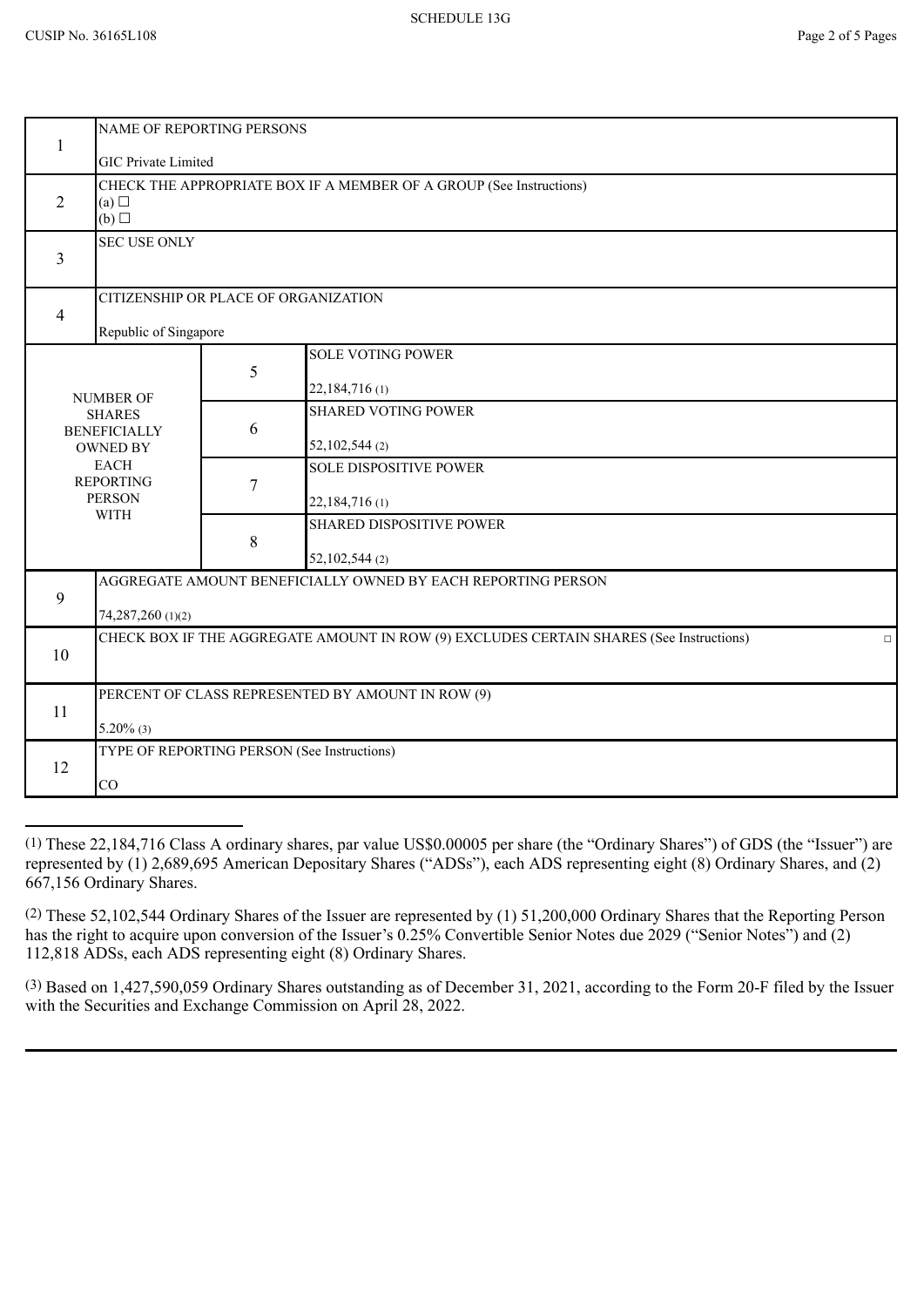SCHEDULE 13G

CUSIP No. 36165L108

| | | | |
|---|---|---|---|
| 1 | NAME OF REPORTING PERSONS<br><br>GIC Private Limited | | |
| 2 | CHECK THE APPROPRIATE BOX IF A MEMBER OF A GROUP (See Instructions)<br>(a) ☐<br>(b) ☐ | | |
| 3 | SEC USE ONLY | | |
| 4 | CITIZENSHIP OR PLACE OF ORGANIZATION<br><br>Republic of Singapore | | |
| NUMBER OF SHARES BENEFICIALLY OWNED BY EACH REPORTING PERSON WITH | | 5 | SOLE VOTING POWER<br><br>22,184,716 (1) |
| | | 6 | SHARED VOTING POWER<br><br>52,102,544 (2) |
| | | 7 | SOLE DISPOSITIVE POWER<br><br>22,184,716 (1) |
| | | 8 | SHARED DISPOSITIVE POWER<br><br>52,102,544 (2) |
| 9 | AGGREGATE AMOUNT BENEFICIALLY OWNED BY EACH REPORTING PERSON<br><br>74,287,260 (1)(2) | | |
| 10 | CHECK BOX IF THE AGGREGATE AMOUNT IN ROW (9) EXCLUDES CERTAIN SHARES (See Instructions) ☐ | | |
| 11 | PERCENT OF CLASS REPRESENTED BY AMOUNT IN ROW (9)<br><br>5.20% (3) | | |
| 12 | TYPE OF REPORTING PERSON (See Instructions)<br><br>CO | | |

(1) These 22,184,716 Class A ordinary shares, par value US$0.00005 per share (the "Ordinary Shares") of GDS (the "Issuer") are represented by (1) 2,689,695 American Depositary Shares ("ADSs"), each ADS representing eight (8) Ordinary Shares, and (2) 667,156 Ordinary Shares.

(2) These 52,102,544 Ordinary Shares of the Issuer are represented by (1) 51,200,000 Ordinary Shares that the Reporting Person has the right to acquire upon conversion of the Issuer's 0.25% Convertible Senior Notes due 2029 ("Senior Notes") and (2) 112,818 ADSs, each ADS representing eight (8) Ordinary Shares.

(3) Based on 1,427,590,059 Ordinary Shares outstanding as of December 31, 2021, according to the Form 20-F filed by the Issuer with the Securities and Exchange Commission on April 28, 2022.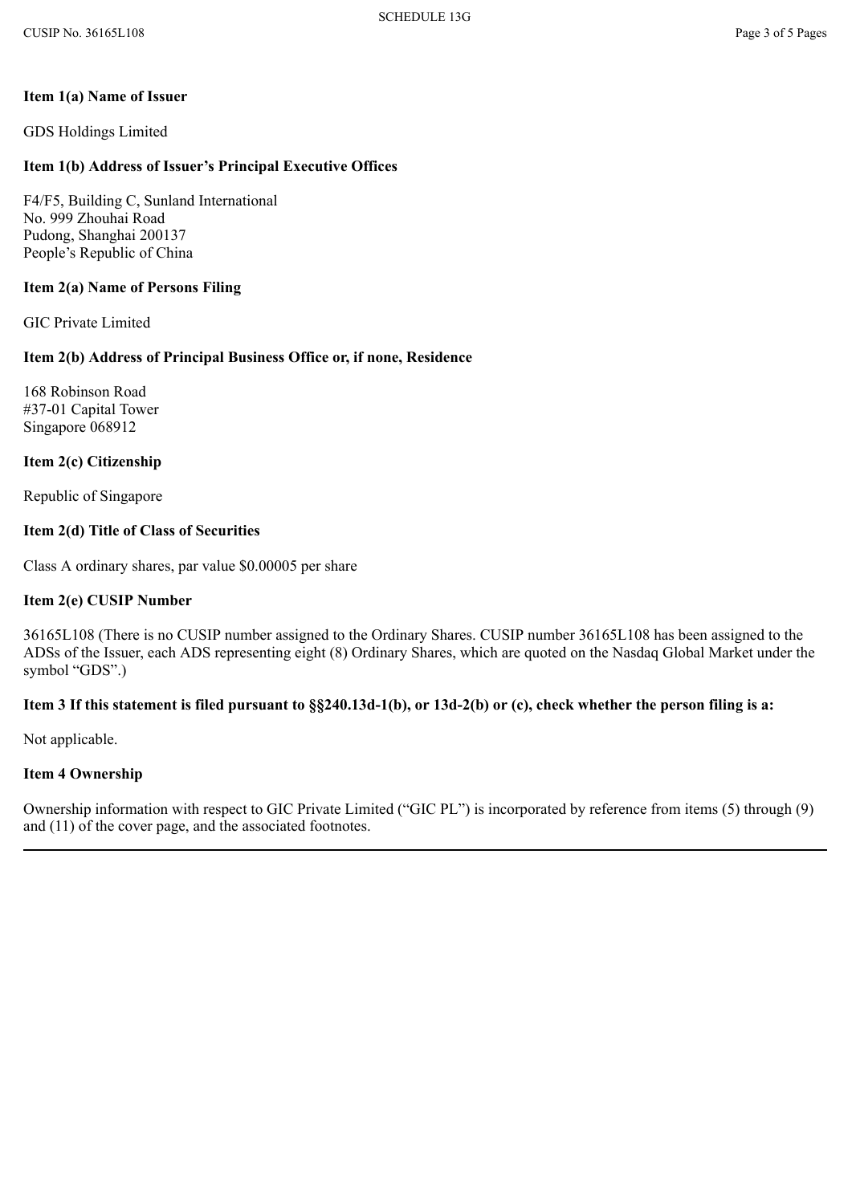**Item 1(a) Name of Issuer**

GDS Holdings Limited

**Item 1(b) Address of Issuer's Principal Executive Offices**

F4/F5, Building C, Sunland International
No. 999 Zhouhai Road
Pudong, Shanghai 200137
People's Republic of China

**Item 2(a) Name of Persons Filing**

GIC Private Limited

**Item 2(b) Address of Principal Business Office or, if none, Residence**

168 Robinson Road
#37-01 Capital Tower
Singapore 068912

**Item 2(c) Citizenship**

Republic of Singapore

**Item 2(d) Title of Class of Securities**

Class A ordinary shares, par value $0.00005 per share

**Item 2(e) CUSIP Number**

36165L108 (There is no CUSIP number assigned to the Ordinary Shares. CUSIP number 36165L108 has been assigned to the ADSs of the Issuer, each ADS representing eight (8) Ordinary Shares, which are quoted on the Nasdaq Global Market under the symbol "GDS".)

**Item 3 If this statement is filed pursuant to §§240.13d-1(b), or 13d-2(b) or (c), check whether the person filing is a:**

Not applicable.

**Item 4 Ownership**

Ownership information with respect to GIC Private Limited ("GIC PL") is incorporated by reference from items (5) through (9) and (11) of the cover page, and the associated footnotes.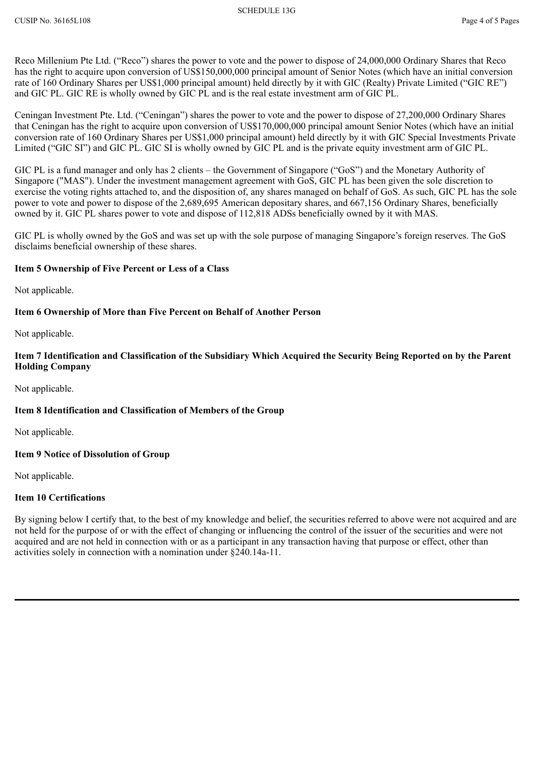Reco Millenium Pte Ltd. (“Reco”) shares the power to vote and the power to dispose of 24,000,000 Ordinary Shares that Reco has the right to acquire upon conversion of US$150,000,000 principal amount of Senior Notes (which have an initial conversion rate of 160 Ordinary Shares per US$1,000 principal amount) held directly by it with GIC (Realty) Private Limited (“GIC RE”) and GIC PL. GIC RE is wholly owned by GIC PL and is the real estate investment arm of GIC PL.

Ceningan Investment Pte. Ltd. (“Ceningan”) shares the power to vote and the power to dispose of 27,200,000 Ordinary Shares that Ceningan has the right to acquire upon conversion of US$170,000,000 principal amount Senior Notes (which have an initial conversion rate of 160 Ordinary Shares per US$1,000 principal amount) held directly by it with GIC Special Investments Private Limited (“GIC SI”) and GIC PL. GIC SI is wholly owned by GIC PL and is the private equity investment arm of GIC PL.

GIC PL is a fund manager and only has 2 clients – the Government of Singapore (“GoS”) and the Monetary Authority of Singapore ("MAS"). Under the investment management agreement with GoS, GIC PL has been given the sole discretion to exercise the voting rights attached to, and the disposition of, any shares managed on behalf of GoS. As such, GIC PL has the sole power to vote and power to dispose of the 2,689,695 American depositary shares, and 667,156 Ordinary Shares, beneficially owned by it. GIC PL shares power to vote and dispose of 112,818 ADSs beneficially owned by it with MAS.

GIC PL is wholly owned by the GoS and was set up with the sole purpose of managing Singapore’s foreign reserves. The GoS disclaims beneficial ownership of these shares.

**Item 5 Ownership of Five Percent or Less of a Class**

Not applicable.

**Item 6 Ownership of More than Five Percent on Behalf of Another Person**

Not applicable.

**Item 7 Identification and Classification of the Subsidiary Which Acquired the Security Being Reported on by the Parent Holding Company**

Not applicable.

**Item 8 Identification and Classification of Members of the Group**

Not applicable.

**Item 9 Notice of Dissolution of Group**

Not applicable.

**Item 10 Certifications**

By signing below I certify that, to the best of my knowledge and belief, the securities referred to above were not acquired and are not held for the purpose of or with the effect of changing or influencing the control of the issuer of the securities and were not acquired and are not held in connection with or as a participant in any transaction having that purpose or effect, other than activities solely in connection with a nomination under §240.14a-11.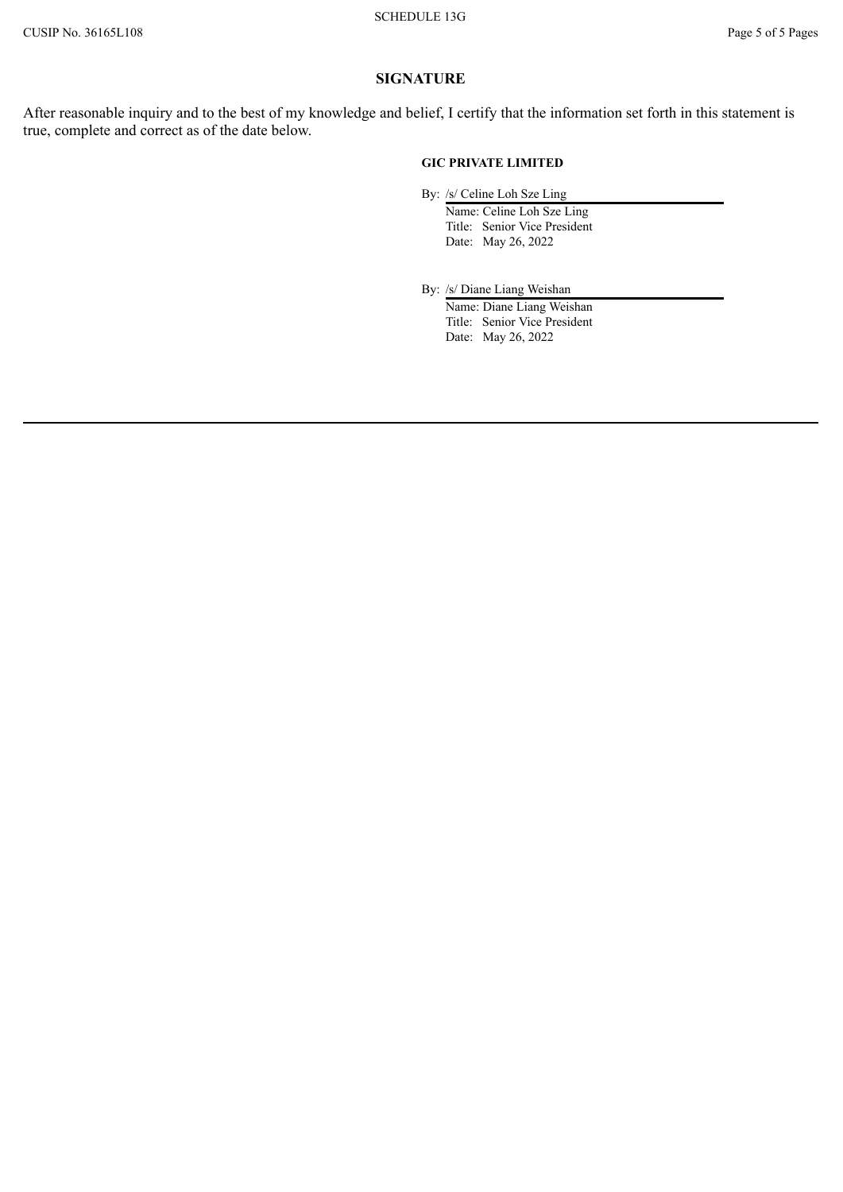## SIGNATURE

After reasonable inquiry and to the best of my knowledge and belief, I certify that the information set forth in this statement is true, complete and correct as of the date below.

**GIC PRIVATE LIMITED**

By: /s/ Celine Loh Sze Ling
Name: Celine Loh Sze Ling
Title: Senior Vice President
Date: May 26, 2022

By: /s/ Diane Liang Weishan
Name: Diane Liang Weishan
Title: Senior Vice President
Date: May 26, 2022